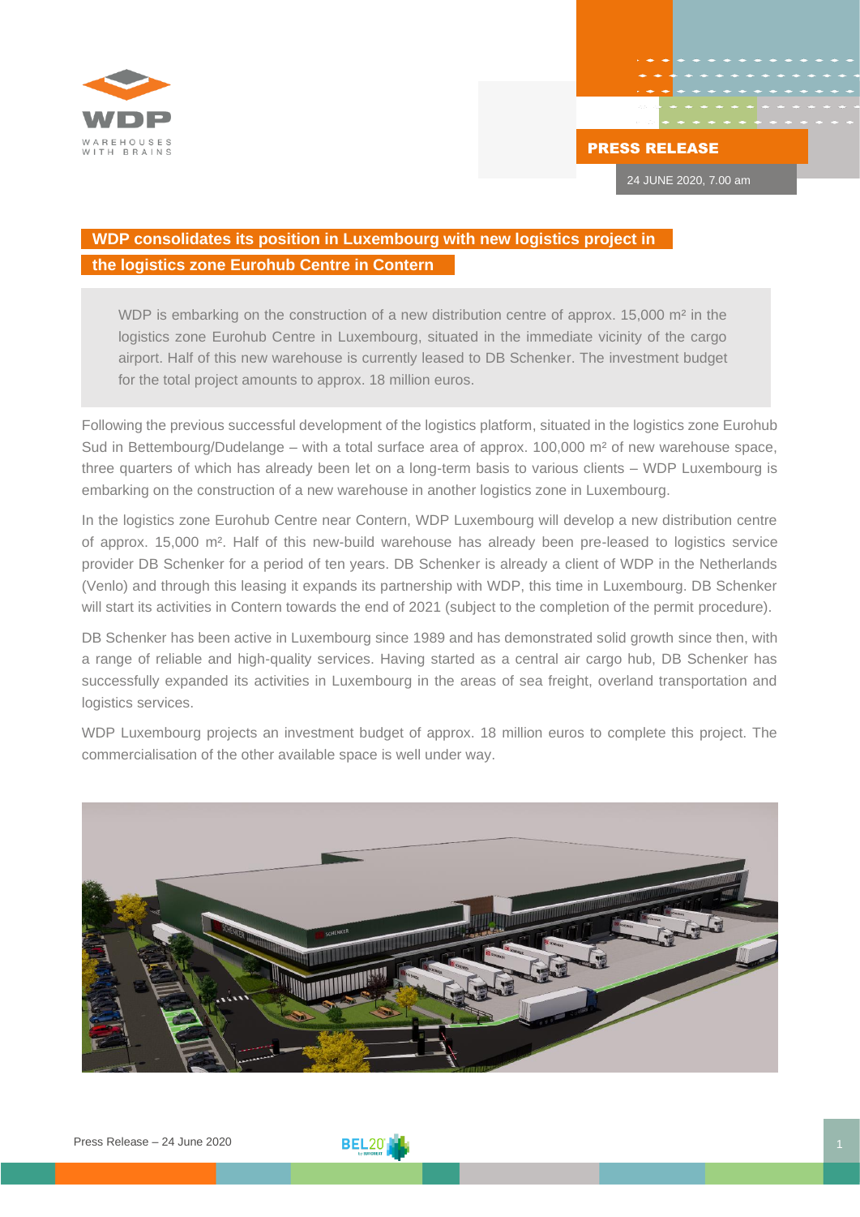WDP
WAREHOUSES WITH BRAINS

**PRESS RELEASE**

24 JUNE 2020, 7.00 am

# WDP consolidates its position in Luxembourg with new logistics project in the logistics zone Eurohub Centre in Contern

WDP is embarking on the construction of a new distribution centre of approx. 15,000 m² in the logistics zone Eurohub Centre in Luxembourg, situated in the immediate vicinity of the cargo airport. Half of this new warehouse is currently leased to DB Schenker. The investment budget for the total project amounts to approx. 18 million euros.

Following the previous successful development of the logistics platform, situated in the logistics zone Eurohub Sud in Bettembourg/Dudelange – with a total surface area of approx. 100,000 m² of new warehouse space, three quarters of which has already been let on a long-term basis to various clients – WDP Luxembourg is embarking on the construction of a new warehouse in another logistics zone in Luxembourg.

In the logistics zone Eurohub Centre near Contern, WDP Luxembourg will develop a new distribution centre of approx. 15,000 m². Half of this new-build warehouse has already been pre-leased to logistics service provider DB Schenker for a period of ten years. DB Schenker is already a client of WDP in the Netherlands (Venlo) and through this leasing it expands its partnership with WDP, this time in Luxembourg. DB Schenker will start its activities in Contern towards the end of 2021 (subject to the completion of the permit procedure).

DB Schenker has been active in Luxembourg since 1989 and has demonstrated solid growth since then, with a range of reliable and high-quality services. Having started as a central air cargo hub, DB Schenker has successfully expanded its activities in Luxembourg in the areas of sea freight, overland transportation and logistics services.

WDP Luxembourg projects an investment budget of approx. 18 million euros to complete this project. The commercialisation of the other available space is well under way.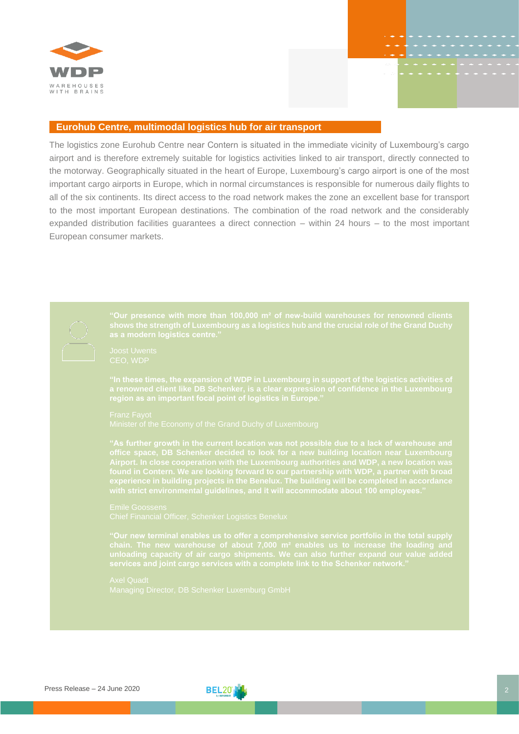## Eurohub Centre, multimodal logistics hub for air transport

The logistics zone Eurohub Centre near Contern is situated in the immediate vicinity of Luxembourg's cargo airport and is therefore extremely suitable for logistics activities linked to air transport, directly connected to the motorway. Geographically situated in the heart of Europe, Luxembourg's cargo airport is one of the most important cargo airports in Europe, which in normal circumstances is responsible for numerous daily flights to all of the six continents. Its direct access to the road network makes the zone an excellent base for transport to the most important European destinations. The combination of the road network and the considerably expanded distribution facilities guarantees a direct connection – within 24 hours – to the most important European consumer markets.

**"Our presence with more than 100,000 m² of new-build warehouses for renowned clients shows the strength of Luxembourg as a logistics hub and the crucial role of the Grand Duchy as a modern logistics centre."**

Joost Uwents
CEO, WDP

**"In these times, the expansion of WDP in Luxembourg in support of the logistics activities of a renowned client like DB Schenker, is a clear expression of confidence in the Luxembourg region as an important focal point of logistics in Europe."**

Franz Fayot
Minister of the Economy of the Grand Duchy of Luxembourg

**"As further growth in the current location was not possible due to a lack of warehouse and office space, DB Schenker decided to look for a new building location near Luxembourg Airport. In close cooperation with the Luxembourg authorities and WDP, a new location was found in Contern. We are looking forward to our partnership with WDP, a partner with broad experience in building projects in the Benelux. The building will be completed in accordance with strict environmental guidelines, and it will accommodate about 100 employees."**

Emile Goossens
Chief Financial Officer, Schenker Logistics Benelux

**"Our new terminal enables us to offer a comprehensive service portfolio in the total supply chain. The new warehouse of about 7,000 m² enables us to increase the loading and unloading capacity of air cargo shipments. We can also further expand our value added services and joint cargo services with a complete link to the Schenker network."**

Axel Quadt
Managing Director, DB Schenker Luxemburg GmbH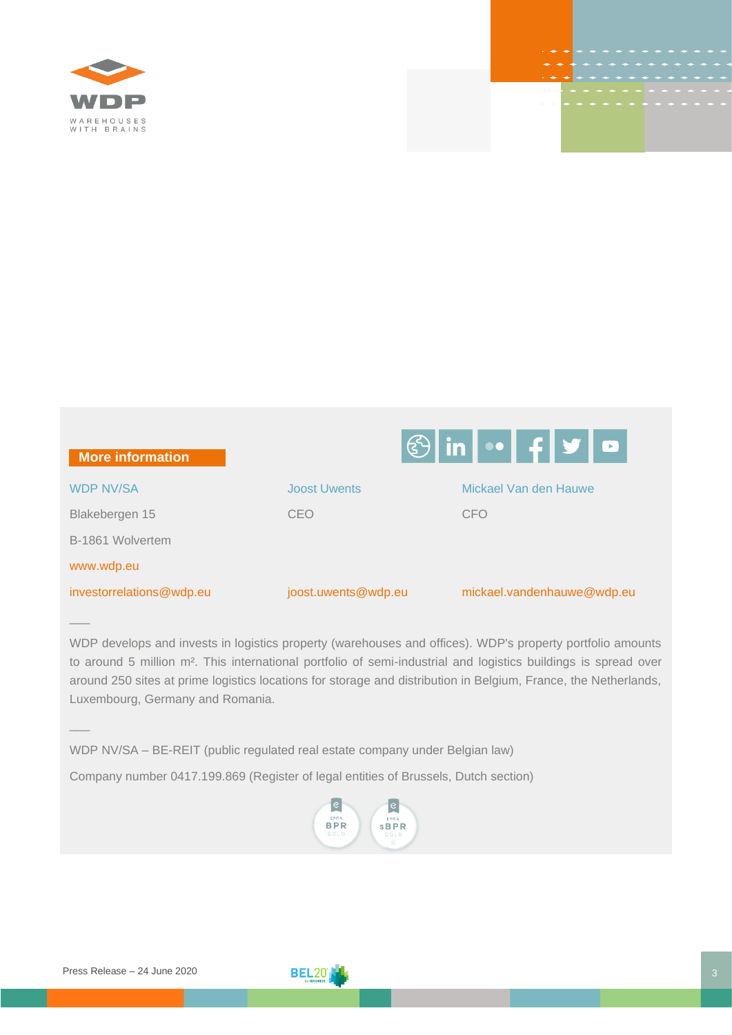## More information

| | | |
|---|---|---|
| WDP NV/SA | Joost Uwents | Mickael Van den Hauwe |
| Blakebergen 15 | CEO | CFO |
| B-1861 Wolvertem | | |
| www.wdp.eu | | |
| investorrelations@wdp.eu | joost.uwents@wdp.eu | mickael.vandenhauwe@wdp.eu |

WDP develops and invests in logistics property (warehouses and offices). WDP's property portfolio amounts to around 5 million m². This international portfolio of semi-industrial and logistics buildings is spread over around 250 sites at prime logistics locations for storage and distribution in Belgium, France, the Netherlands, Luxembourg, Germany and Romania.

WDP NV/SA – BE-REIT (public regulated real estate company under Belgian law)

Company number 0417.199.869 (Register of legal entities of Brussels, Dutch section)

Press Release – 24 June 2020